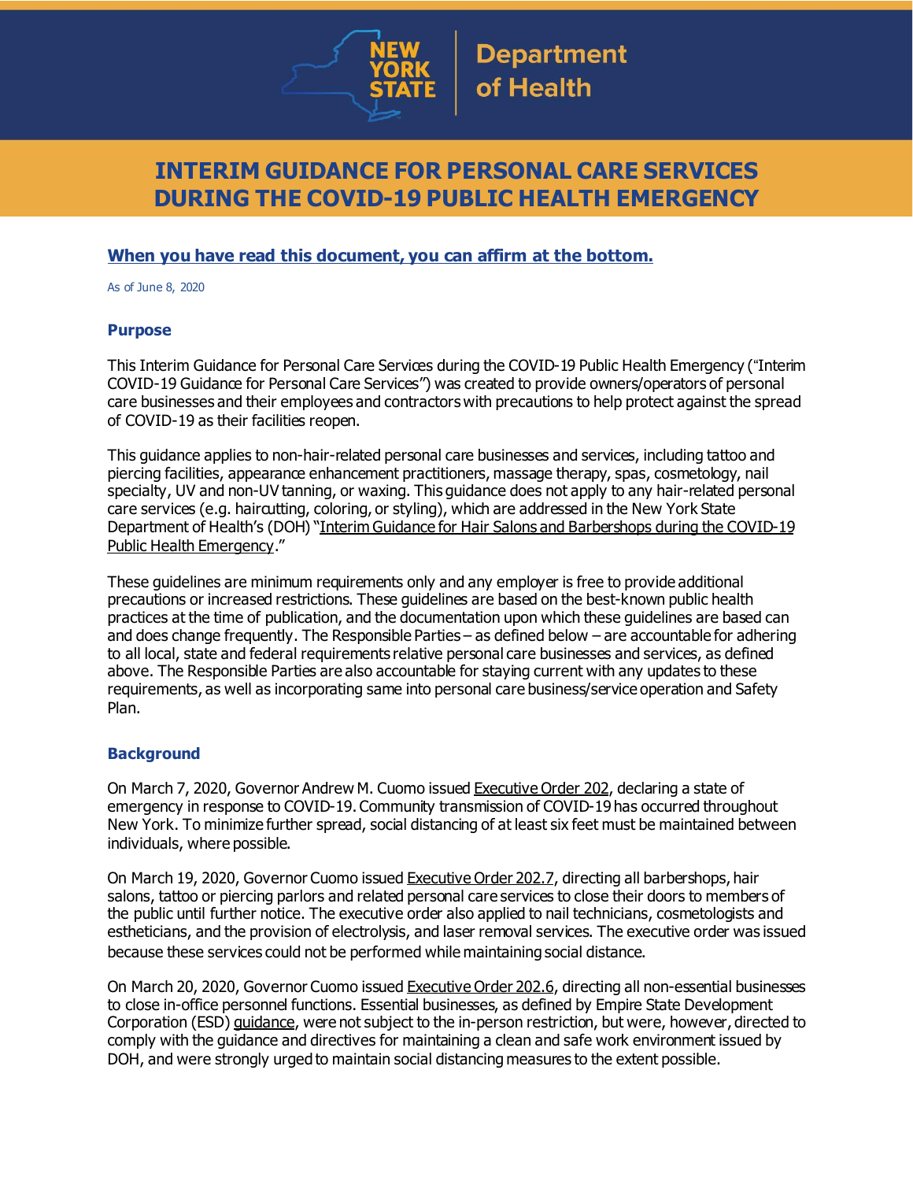# INTERIM GUIDANCE FOR PERSONAL CARE SERVICES DURING THE COVID-19 PUBLIC HEALTH EMERGENCY

**When you have read this document, you can affirm at the bottom.**

As of June 8, 2020

## Purpose

This Interim Guidance for Personal Care Services during the COVID-19 Public Health Emergency ("Interim COVID-19 Guidance for Personal Care Services") was created to provide owners/operators of personal care businesses and their employees and contractors with precautions to help protect against the spread of COVID-19 as their facilities reopen.

This guidance applies to non-hair-related personal care businesses and services, including tattoo and piercing facilities, appearance enhancement practitioners, massage therapy, spas, cosmetology, nail specialty, UV and non-UV tanning, or waxing. This guidance does not apply to any hair-related personal care services (e.g. haircutting, coloring, or styling), which are addressed in the New York State Department of Health's (DOH) "Interim Guidance for Hair Salons and Barbershops during the COVID-19 Public Health Emergency."

These guidelines are minimum requirements only and any employer is free to provide additional precautions or increased restrictions. These guidelines are based on the best-known public health practices at the time of publication, and the documentation upon which these guidelines are based can and does change frequently. The Responsible Parties – as defined below – are accountable for adhering to all local, state and federal requirements relative personal care businesses and services, as defined above. The Responsible Parties are also accountable for staying current with any updates to these requirements, as well as incorporating same into personal care business/service operation and Safety Plan.

## Background

On March 7, 2020, Governor Andrew M. Cuomo issued Executive Order 202, declaring a state of emergency in response to COVID-19. Community transmission of COVID-19 has occurred throughout New York. To minimize further spread, social distancing of at least six feet must be maintained between individuals, where possible.

On March 19, 2020, Governor Cuomo issued Executive Order 202.7, directing all barbershops, hair salons, tattoo or piercing parlors and related personal care services to close their doors to members of the public until further notice. The executive order also applied to nail technicians, cosmetologists and estheticians, and the provision of electrolysis, and laser removal services. The executive order was issued because these services could not be performed while maintaining social distance.

On March 20, 2020, Governor Cuomo issued Executive Order 202.6, directing all non-essential businesses to close in-office personnel functions. Essential businesses, as defined by Empire State Development Corporation (ESD) guidance, were not subject to the in-person restriction, but were, however, directed to comply with the guidance and directives for maintaining a clean and safe work environment issued by DOH, and were strongly urged to maintain social distancing measures to the extent possible.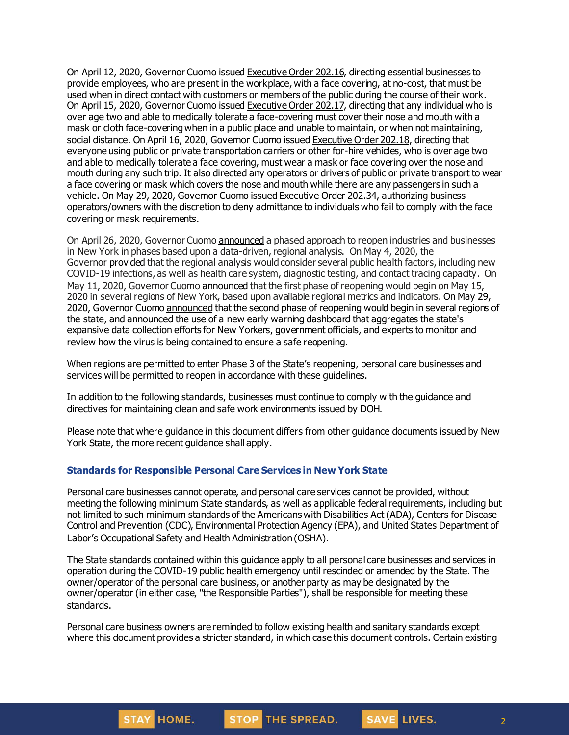On April 12, 2020, Governor Cuomo issued Executive Order 202.16, directing essential businesses to provide employees, who are present in the workplace, with a face covering, at no-cost, that must be used when in direct contact with customers or members of the public during the course of their work. On April 15, 2020, Governor Cuomo issued Executive Order 202.17, directing that any individual who is over age two and able to medically tolerate a face-covering must cover their nose and mouth with a mask or cloth face-covering when in a public place and unable to maintain, or when not maintaining, social distance. On April 16, 2020, Governor Cuomo issued Executive Order 202.18, directing that everyone using public or private transportation carriers or other for-hire vehicles, who is over age two and able to medically tolerate a face covering, must wear a mask or face covering over the nose and mouth during any such trip. It also directed any operators or drivers of public or private transport to wear a face covering or mask which covers the nose and mouth while there are any passengers in such a vehicle. On May 29, 2020, Governor Cuomo issued Executive Order 202.34, authorizing business operators/owners with the discretion to deny admittance to individuals who fail to comply with the face covering or mask requirements.

On April 26, 2020, Governor Cuomo announced a phased approach to reopen industries and businesses in New York in phases based upon a data-driven, regional analysis. On May 4, 2020, the Governor provided that the regional analysis would consider several public health factors, including new COVID-19 infections, as well as health care system, diagnostic testing, and contact tracing capacity. On May 11, 2020, Governor Cuomo announced that the first phase of reopening would begin on May 15, 2020 in several regions of New York, based upon available regional metrics and indicators. On May 29, 2020, Governor Cuomo announced that the second phase of reopening would begin in several regions of the state, and announced the use of a new early warning dashboard that aggregates the state's expansive data collection efforts for New Yorkers, government officials, and experts to monitor and review how the virus is being contained to ensure a safe reopening.

When regions are permitted to enter Phase 3 of the State's reopening, personal care businesses and services will be permitted to reopen in accordance with these guidelines.

In addition to the following standards, businesses must continue to comply with the guidance and directives for maintaining clean and safe work environments issued by DOH.

Please note that where guidance in this document differs from other guidance documents issued by New York State, the more recent guidance shall apply.

## Standards for Responsible Personal Care Services in New York State

Personal care businesses cannot operate, and personal care services cannot be provided, without meeting the following minimum State standards, as well as applicable federal requirements, including but not limited to such minimum standards of the Americans with Disabilities Act (ADA), Centers for Disease Control and Prevention (CDC), Environmental Protection Agency (EPA), and United States Department of Labor's Occupational Safety and Health Administration (OSHA).

The State standards contained within this guidance apply to all personal care businesses and services in operation during the COVID-19 public health emergency until rescinded or amended by the State. The owner/operator of the personal care business, or another party as may be designated by the owner/operator (in either case, "the Responsible Parties"), shall be responsible for meeting these standards.

Personal care business owners are reminded to follow existing health and sanitary standards except where this document provides a stricter standard, in which case this document controls. Certain existing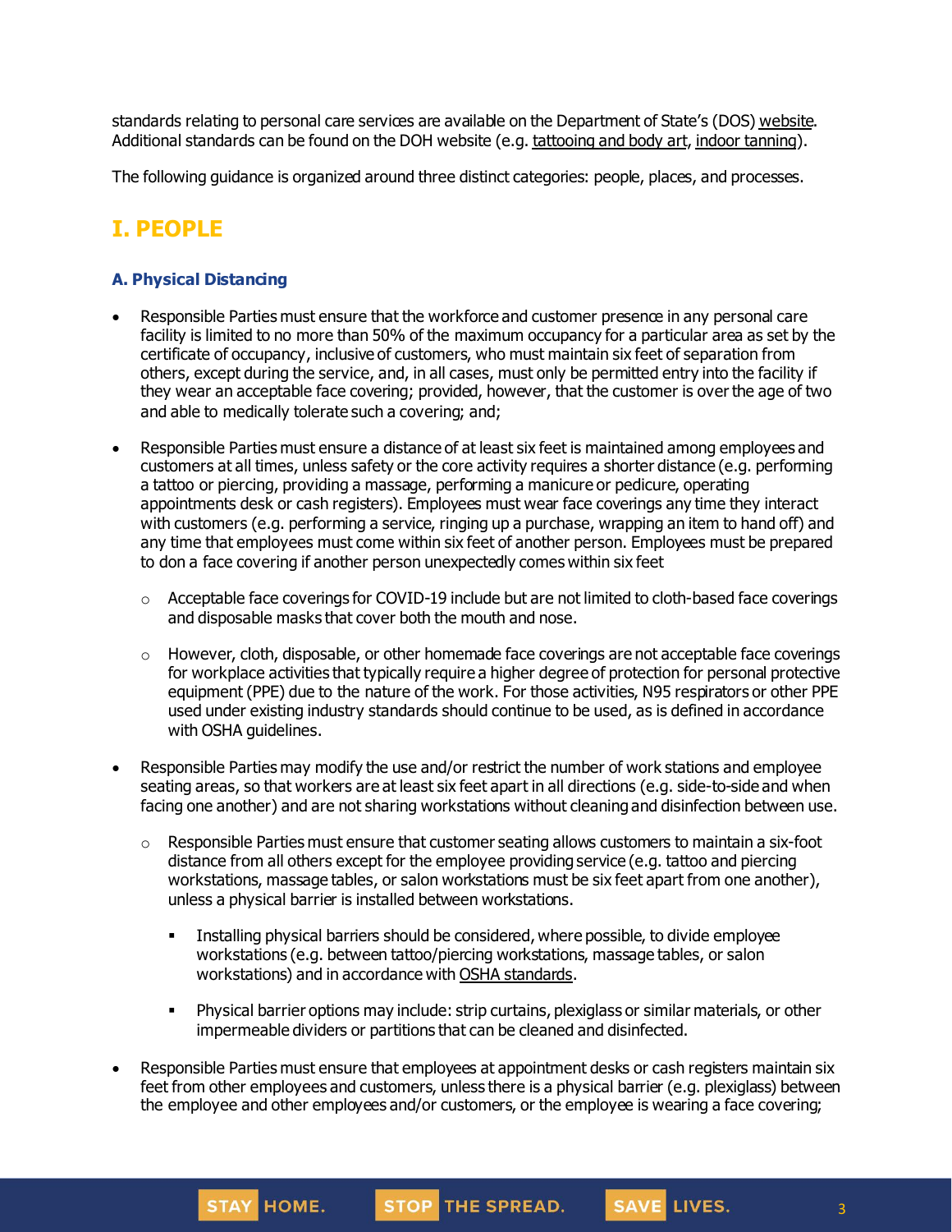standards relating to personal care services are available on the Department of State's (DOS) website. Additional standards can be found on the DOH website (e.g. tattooing and body art, indoor tanning).

The following guidance is organized around three distinct categories: people, places, and processes.

# I. PEOPLE

### A. Physical Distancing

- Responsible Parties must ensure that the workforce and customer presence in any personal care facility is limited to no more than 50% of the maximum occupancy for a particular area as set by the certificate of occupancy, inclusive of customers, who must maintain six feet of separation from others, except during the service, and, in all cases, must only be permitted entry into the facility if they wear an acceptable face covering; provided, however, that the customer is over the age of two and able to medically tolerate such a covering; and;
- Responsible Parties must ensure a distance of at least six feet is maintained among employees and customers at all times, unless safety or the core activity requires a shorter distance (e.g. performing a tattoo or piercing, providing a massage, performing a manicure or pedicure, operating appointments desk or cash registers). Employees must wear face coverings any time they interact with customers (e.g. performing a service, ringing up a purchase, wrapping an item to hand off) and any time that employees must come within six feet of another person. Employees must be prepared to don a face covering if another person unexpectedly comes within six feet
  - Acceptable face coverings for COVID-19 include but are not limited to cloth-based face coverings and disposable masks that cover both the mouth and nose.
  - However, cloth, disposable, or other homemade face coverings are not acceptable face coverings for workplace activities that typically require a higher degree of protection for personal protective equipment (PPE) due to the nature of the work. For those activities, N95 respirators or other PPE used under existing industry standards should continue to be used, as is defined in accordance with OSHA guidelines.
- Responsible Parties may modify the use and/or restrict the number of work stations and employee seating areas, so that workers are at least six feet apart in all directions (e.g. side-to-side and when facing one another) and are not sharing workstations without cleaning and disinfection between use.
  - Responsible Parties must ensure that customer seating allows customers to maintain a six-foot distance from all others except for the employee providing service (e.g. tattoo and piercing workstations, massage tables, or salon workstations must be six feet apart from one another), unless a physical barrier is installed between workstations.
    - Installing physical barriers should be considered, where possible, to divide employee workstations (e.g. between tattoo/piercing workstations, massage tables, or salon workstations) and in accordance with OSHA standards.
    - Physical barrier options may include: strip curtains, plexiglass or similar materials, or other impermeable dividers or partitions that can be cleaned and disinfected.
- Responsible Parties must ensure that employees at appointment desks or cash registers maintain six feet from other employees and customers, unless there is a physical barrier (e.g. plexiglass) between the employee and other employees and/or customers, or the employee is wearing a face covering;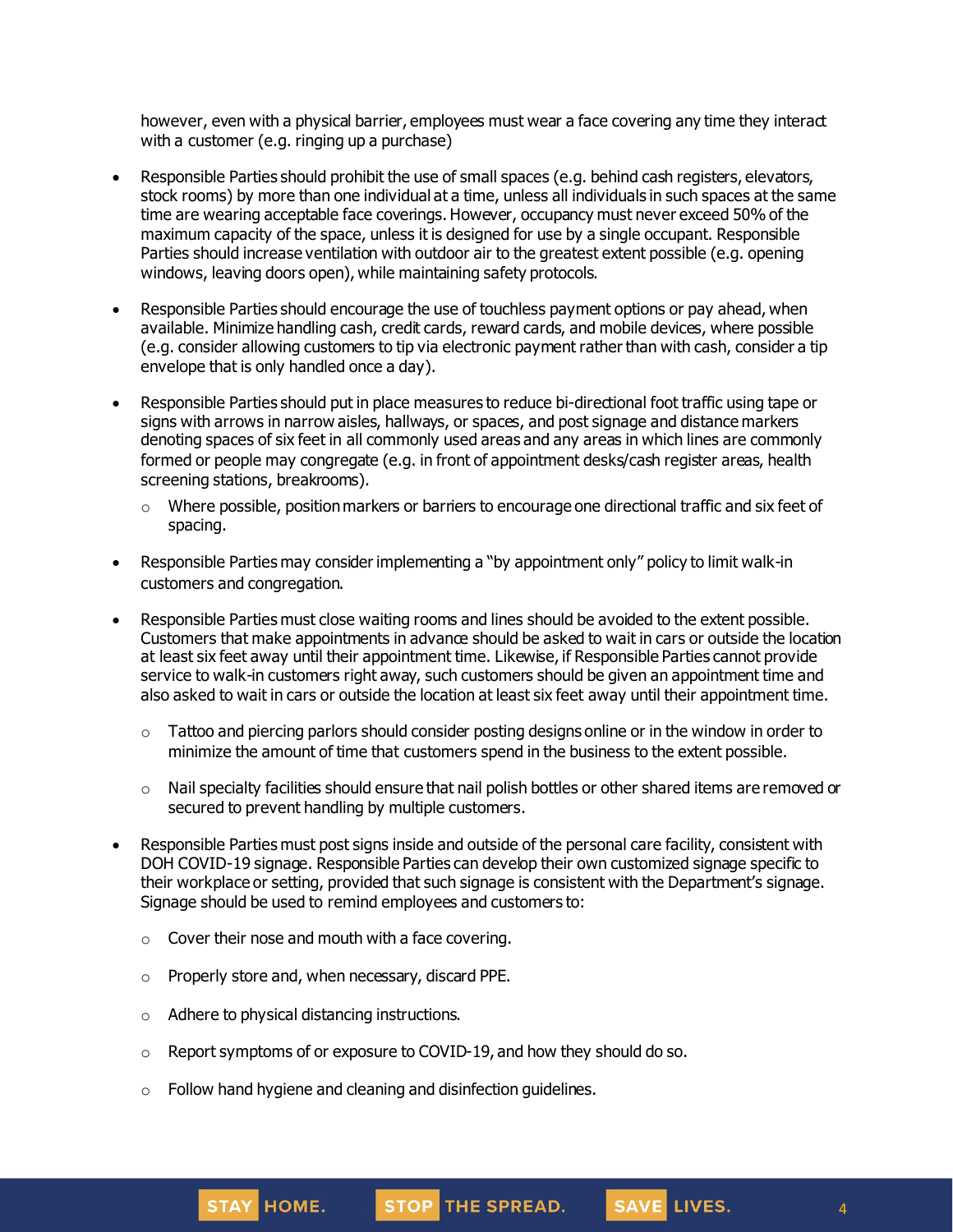however, even with a physical barrier, employees must wear a face covering any time they interact with a customer (e.g. ringing up a purchase)

- Responsible Parties should prohibit the use of small spaces (e.g. behind cash registers, elevators, stock rooms) by more than one individual at a time, unless all individuals in such spaces at the same time are wearing acceptable face coverings. However, occupancy must never exceed 50% of the maximum capacity of the space, unless it is designed for use by a single occupant. Responsible Parties should increase ventilation with outdoor air to the greatest extent possible (e.g. opening windows, leaving doors open), while maintaining safety protocols.

- Responsible Parties should encourage the use of touchless payment options or pay ahead, when available. Minimize handling cash, credit cards, reward cards, and mobile devices, where possible (e.g. consider allowing customers to tip via electronic payment rather than with cash, consider a tip envelope that is only handled once a day).

- Responsible Parties should put in place measures to reduce bi-directional foot traffic using tape or signs with arrows in narrow aisles, hallways, or spaces, and post signage and distance markers denoting spaces of six feet in all commonly used areas and any areas in which lines are commonly formed or people may congregate (e.g. in front of appointment desks/cash register areas, health screening stations, breakrooms).
  - Where possible, position markers or barriers to encourage one directional traffic and six feet of spacing.

- Responsible Parties may consider implementing a "by appointment only" policy to limit walk-in customers and congregation.

- Responsible Parties must close waiting rooms and lines should be avoided to the extent possible. Customers that make appointments in advance should be asked to wait in cars or outside the location at least six feet away until their appointment time. Likewise, if Responsible Parties cannot provide service to walk-in customers right away, such customers should be given an appointment time and also asked to wait in cars or outside the location at least six feet away until their appointment time.
  - Tattoo and piercing parlors should consider posting designs online or in the window in order to minimize the amount of time that customers spend in the business to the extent possible.
  - Nail specialty facilities should ensure that nail polish bottles or other shared items are removed or secured to prevent handling by multiple customers.

- Responsible Parties must post signs inside and outside of the personal care facility, consistent with DOH COVID-19 signage. Responsible Parties can develop their own customized signage specific to their workplace or setting, provided that such signage is consistent with the Department's signage. Signage should be used to remind employees and customers to:
  - Cover their nose and mouth with a face covering.
  - Properly store and, when necessary, discard PPE.
  - Adhere to physical distancing instructions.
  - Report symptoms of or exposure to COVID-19, and how they should do so.
  - Follow hand hygiene and cleaning and disinfection guidelines.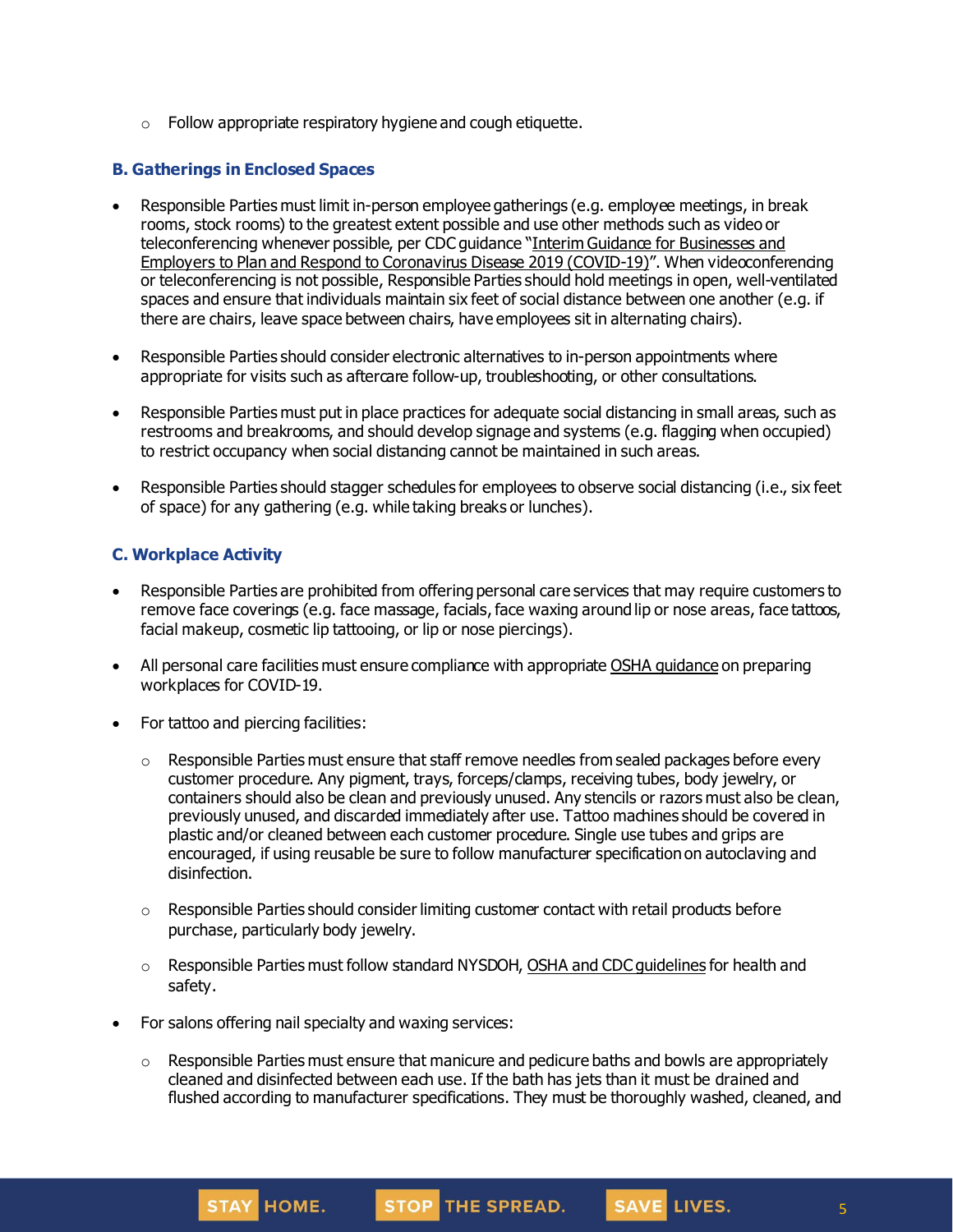- Follow appropriate respiratory hygiene and cough etiquette.

### B. Gatherings in Enclosed Spaces

- Responsible Parties must limit in-person employee gatherings (e.g. employee meetings, in break rooms, stock rooms) to the greatest extent possible and use other methods such as video or teleconferencing whenever possible, per CDC guidance "Interim Guidance for Businesses and Employers to Plan and Respond to Coronavirus Disease 2019 (COVID-19)". When videoconferencing or teleconferencing is not possible, Responsible Parties should hold meetings in open, well-ventilated spaces and ensure that individuals maintain six feet of social distance between one another (e.g. if there are chairs, leave space between chairs, have employees sit in alternating chairs).

- Responsible Parties should consider electronic alternatives to in-person appointments where appropriate for visits such as aftercare follow-up, troubleshooting, or other consultations.

- Responsible Parties must put in place practices for adequate social distancing in small areas, such as restrooms and breakrooms, and should develop signage and systems (e.g. flagging when occupied) to restrict occupancy when social distancing cannot be maintained in such areas.

- Responsible Parties should stagger schedules for employees to observe social distancing (i.e., six feet of space) for any gathering (e.g. while taking breaks or lunches).

### C. Workplace Activity

- Responsible Parties are prohibited from offering personal care services that may require customers to remove face coverings (e.g. face massage, facials, face waxing around lip or nose areas, face tattoos, facial makeup, cosmetic lip tattooing, or lip or nose piercings).

- All personal care facilities must ensure compliance with appropriate OSHA guidance on preparing workplaces for COVID-19.

- For tattoo and piercing facilities:

  - Responsible Parties must ensure that staff remove needles from sealed packages before every customer procedure. Any pigment, trays, forceps/clamps, receiving tubes, body jewelry, or containers should also be clean and previously unused. Any stencils or razors must also be clean, previously unused, and discarded immediately after use. Tattoo machines should be covered in plastic and/or cleaned between each customer procedure. Single use tubes and grips are encouraged, if using reusable be sure to follow manufacturer specification on autoclaving and disinfection.

  - Responsible Parties should consider limiting customer contact with retail products before purchase, particularly body jewelry.

  - Responsible Parties must follow standard NYSDOH, OSHA and CDC guidelines for health and safety.

- For salons offering nail specialty and waxing services:

  - Responsible Parties must ensure that manicure and pedicure baths and bowls are appropriately cleaned and disinfected between each use. If the bath has jets than it must be drained and flushed according to manufacturer specifications. They must be thoroughly washed, cleaned, and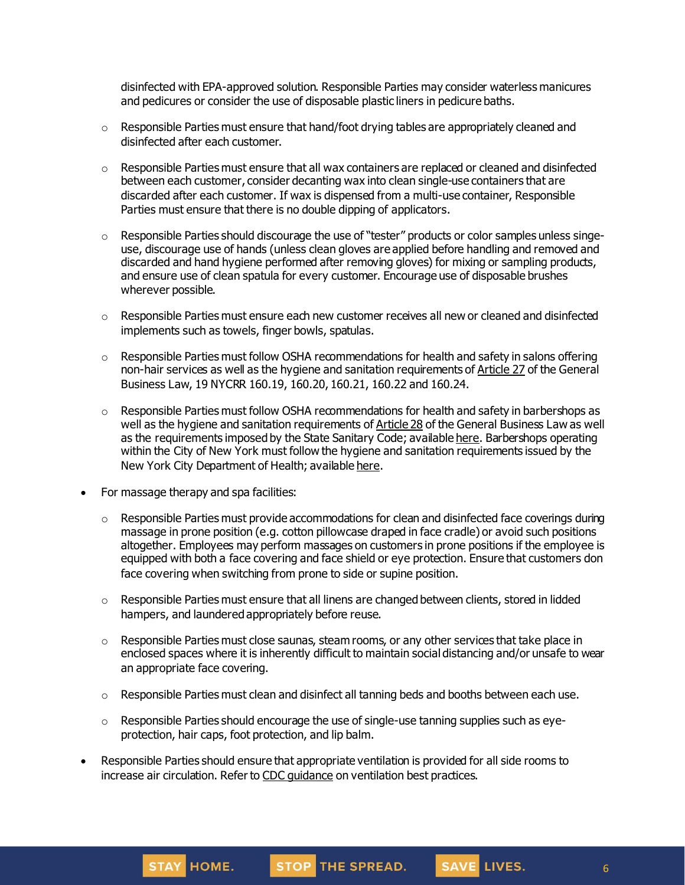disinfected with EPA-approved solution. Responsible Parties may consider waterless manicures and pedicures or consider the use of disposable plastic liners in pedicure baths.

  - Responsible Parties must ensure that hand/foot drying tables are appropriately cleaned and disinfected after each customer.
  - Responsible Parties must ensure that all wax containers are replaced or cleaned and disinfected between each customer, consider decanting wax into clean single-use containers that are discarded after each customer. If wax is dispensed from a multi-use container, Responsible Parties must ensure that there is no double dipping of applicators.
  - Responsible Parties should discourage the use of "tester" products or color samples unless singe-use, discourage use of hands (unless clean gloves are applied before handling and removed and discarded and hand hygiene performed after removing gloves) for mixing or sampling products, and ensure use of clean spatula for every customer. Encourage use of disposable brushes wherever possible.
  - Responsible Parties must ensure each new customer receives all new or cleaned and disinfected implements such as towels, finger bowls, spatulas.
  - Responsible Parties must follow OSHA recommendations for health and safety in salons offering non-hair services as well as the hygiene and sanitation requirements of Article 27 of the General Business Law, 19 NYCRR 160.19, 160.20, 160.21, 160.22 and 160.24.
  - Responsible Parties must follow OSHA recommendations for health and safety in barbershops as well as the hygiene and sanitation requirements of Article 28 of the General Business Law as well as the requirements imposed by the State Sanitary Code; available here. Barbershops operating within the City of New York must follow the hygiene and sanitation requirements issued by the New York City Department of Health; available here.

- For massage therapy and spa facilities:
  - Responsible Parties must provide accommodations for clean and disinfected face coverings during massage in prone position (e.g. cotton pillowcase draped in face cradle) or avoid such positions altogether. Employees may perform massages on customers in prone positions if the employee is equipped with both a face covering and face shield or eye protection. Ensure that customers don face covering when switching from prone to side or supine position.
  - Responsible Parties must ensure that all linens are changed between clients, stored in lidded hampers, and laundered appropriately before reuse.
  - Responsible Parties must close saunas, steam rooms, or any other services that take place in enclosed spaces where it is inherently difficult to maintain social distancing and/or unsafe to wear an appropriate face covering.
  - Responsible Parties must clean and disinfect all tanning beds and booths between each use.
  - Responsible Parties should encourage the use of single-use tanning supplies such as eye-protection, hair caps, foot protection, and lip balm.

- Responsible Parties should ensure that appropriate ventilation is provided for all side rooms to increase air circulation. Refer to CDC guidance on ventilation best practices.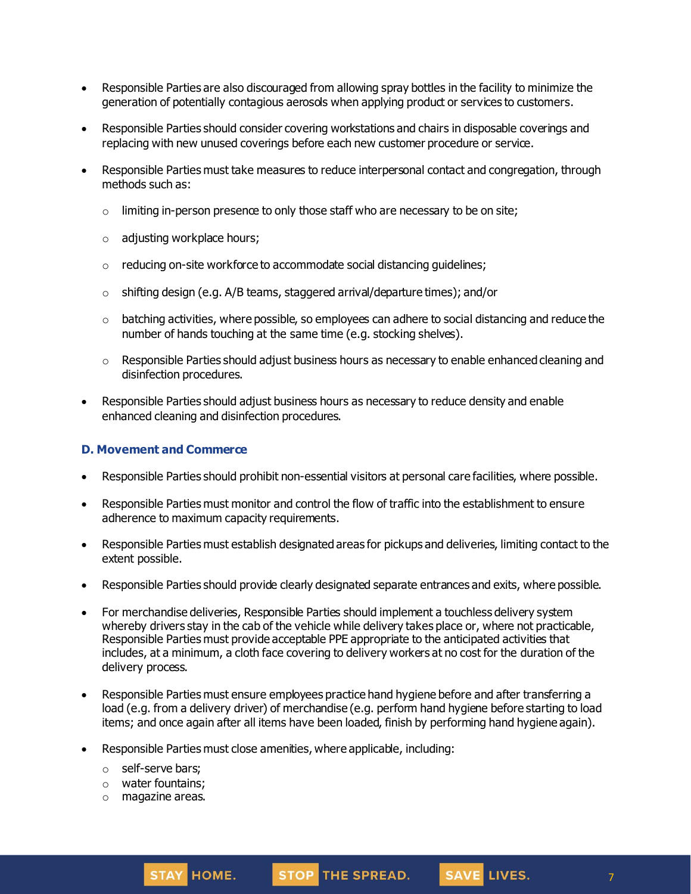- Responsible Parties are also discouraged from allowing spray bottles in the facility to minimize the generation of potentially contagious aerosols when applying product or services to customers.
- Responsible Parties should consider covering workstations and chairs in disposable coverings and replacing with new unused coverings before each new customer procedure or service.
- Responsible Parties must take measures to reduce interpersonal contact and congregation, through methods such as:
  - limiting in-person presence to only those staff who are necessary to be on site;
  - adjusting workplace hours;
  - reducing on-site workforce to accommodate social distancing guidelines;
  - shifting design (e.g. A/B teams, staggered arrival/departure times); and/or
  - batching activities, where possible, so employees can adhere to social distancing and reduce the number of hands touching at the same time (e.g. stocking shelves).
  - Responsible Parties should adjust business hours as necessary to enable enhanced cleaning and disinfection procedures.
- Responsible Parties should adjust business hours as necessary to reduce density and enable enhanced cleaning and disinfection procedures.

### D. Movement and Commerce

- Responsible Parties should prohibit non-essential visitors at personal care facilities, where possible.
- Responsible Parties must monitor and control the flow of traffic into the establishment to ensure adherence to maximum capacity requirements.
- Responsible Parties must establish designated areas for pickups and deliveries, limiting contact to the extent possible.
- Responsible Parties should provide clearly designated separate entrances and exits, where possible.
- For merchandise deliveries, Responsible Parties should implement a touchless delivery system whereby drivers stay in the cab of the vehicle while delivery takes place or, where not practicable, Responsible Parties must provide acceptable PPE appropriate to the anticipated activities that includes, at a minimum, a cloth face covering to delivery workers at no cost for the duration of the delivery process.
- Responsible Parties must ensure employees practice hand hygiene before and after transferring a load (e.g. from a delivery driver) of merchandise (e.g. perform hand hygiene before starting to load items; and once again after all items have been loaded, finish by performing hand hygiene again).
- Responsible Parties must close amenities, where applicable, including:
  - self-serve bars;
  - water fountains;
  - magazine areas.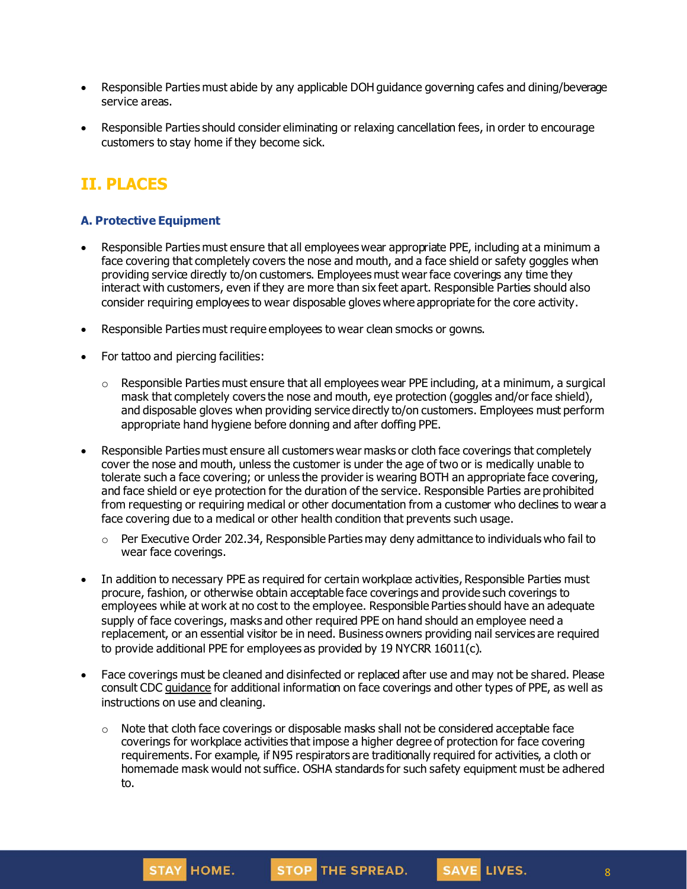- Responsible Parties must abide by any applicable DOH guidance governing cafes and dining/beverage service areas.

- Responsible Parties should consider eliminating or relaxing cancellation fees, in order to encourage customers to stay home if they become sick.

## II. PLACES

### A. Protective Equipment

- Responsible Parties must ensure that all employees wear appropriate PPE, including at a minimum a face covering that completely covers the nose and mouth, and a face shield or safety goggles when providing service directly to/on customers. Employees must wear face coverings any time they interact with customers, even if they are more than six feet apart. Responsible Parties should also consider requiring employees to wear disposable gloves where appropriate for the core activity.

- Responsible Parties must require employees to wear clean smocks or gowns.

- For tattoo and piercing facilities:
  - Responsible Parties must ensure that all employees wear PPE including, at a minimum, a surgical mask that completely covers the nose and mouth, eye protection (goggles and/or face shield), and disposable gloves when providing service directly to/on customers. Employees must perform appropriate hand hygiene before donning and after doffing PPE.

- Responsible Parties must ensure all customers wear masks or cloth face coverings that completely cover the nose and mouth, unless the customer is under the age of two or is medically unable to tolerate such a face covering; or unless the provider is wearing BOTH an appropriate face covering, and face shield or eye protection for the duration of the service. Responsible Parties are prohibited from requesting or requiring medical or other documentation from a customer who declines to wear a face covering due to a medical or other health condition that prevents such usage.
  - Per Executive Order 202.34, Responsible Parties may deny admittance to individuals who fail to wear face coverings.

- In addition to necessary PPE as required for certain workplace activities, Responsible Parties must procure, fashion, or otherwise obtain acceptable face coverings and provide such coverings to employees while at work at no cost to the employee. Responsible Parties should have an adequate supply of face coverings, masks and other required PPE on hand should an employee need a replacement, or an essential visitor be in need. Business owners providing nail services are required to provide additional PPE for employees as provided by 19 NYCRR 16011(c).

- Face coverings must be cleaned and disinfected or replaced after use and may not be shared. Please consult CDC guidance for additional information on face coverings and other types of PPE, as well as instructions on use and cleaning.
  - Note that cloth face coverings or disposable masks shall not be considered acceptable face coverings for workplace activities that impose a higher degree of protection for face covering requirements. For example, if N95 respirators are traditionally required for activities, a cloth or homemade mask would not suffice. OSHA standards for such safety equipment must be adhered to.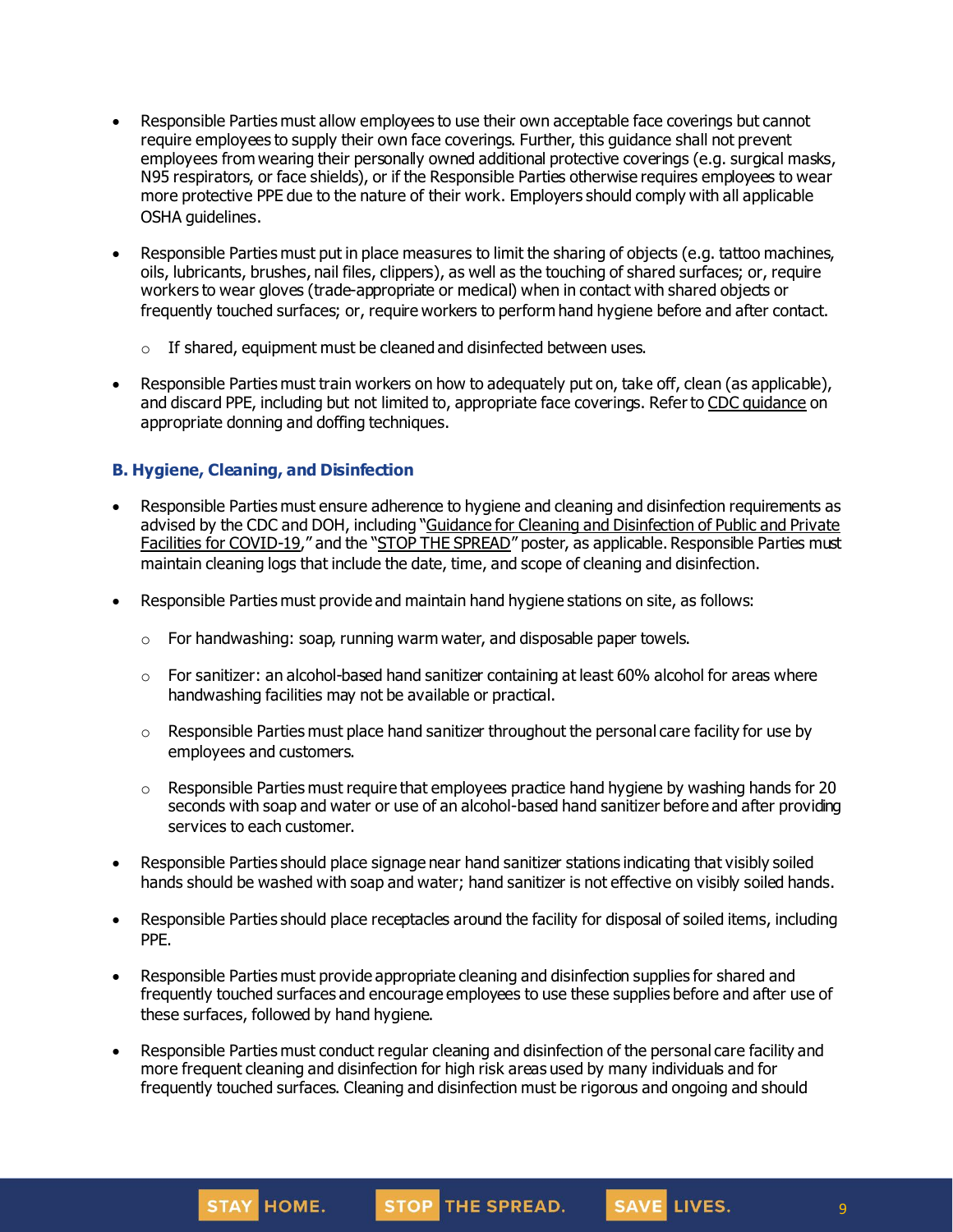- Responsible Parties must allow employees to use their own acceptable face coverings but cannot require employees to supply their own face coverings. Further, this guidance shall not prevent employees from wearing their personally owned additional protective coverings (e.g. surgical masks, N95 respirators, or face shields), or if the Responsible Parties otherwise requires employees to wear more protective PPE due to the nature of their work. Employers should comply with all applicable OSHA guidelines.
- Responsible Parties must put in place measures to limit the sharing of objects (e.g. tattoo machines, oils, lubricants, brushes, nail files, clippers), as well as the touching of shared surfaces; or, require workers to wear gloves (trade-appropriate or medical) when in contact with shared objects or frequently touched surfaces; or, require workers to perform hand hygiene before and after contact.
  - If shared, equipment must be cleaned and disinfected between uses.
- Responsible Parties must train workers on how to adequately put on, take off, clean (as applicable), and discard PPE, including but not limited to, appropriate face coverings. Refer to CDC guidance on appropriate donning and doffing techniques.

### B. Hygiene, Cleaning, and Disinfection

- Responsible Parties must ensure adherence to hygiene and cleaning and disinfection requirements as advised by the CDC and DOH, including "Guidance for Cleaning and Disinfection of Public and Private Facilities for COVID-19," and the "STOP THE SPREAD" poster, as applicable. Responsible Parties must maintain cleaning logs that include the date, time, and scope of cleaning and disinfection.
- Responsible Parties must provide and maintain hand hygiene stations on site, as follows:
  - For handwashing: soap, running warm water, and disposable paper towels.
  - For sanitizer: an alcohol-based hand sanitizer containing at least 60% alcohol for areas where handwashing facilities may not be available or practical.
  - Responsible Parties must place hand sanitizer throughout the personal care facility for use by employees and customers.
  - Responsible Parties must require that employees practice hand hygiene by washing hands for 20 seconds with soap and water or use of an alcohol-based hand sanitizer before and after providing services to each customer.
- Responsible Parties should place signage near hand sanitizer stations indicating that visibly soiled hands should be washed with soap and water; hand sanitizer is not effective on visibly soiled hands.
- Responsible Parties should place receptacles around the facility for disposal of soiled items, including PPE.
- Responsible Parties must provide appropriate cleaning and disinfection supplies for shared and frequently touched surfaces and encourage employees to use these supplies before and after use of these surfaces, followed by hand hygiene.
- Responsible Parties must conduct regular cleaning and disinfection of the personal care facility and more frequent cleaning and disinfection for high risk areas used by many individuals and for frequently touched surfaces. Cleaning and disinfection must be rigorous and ongoing and should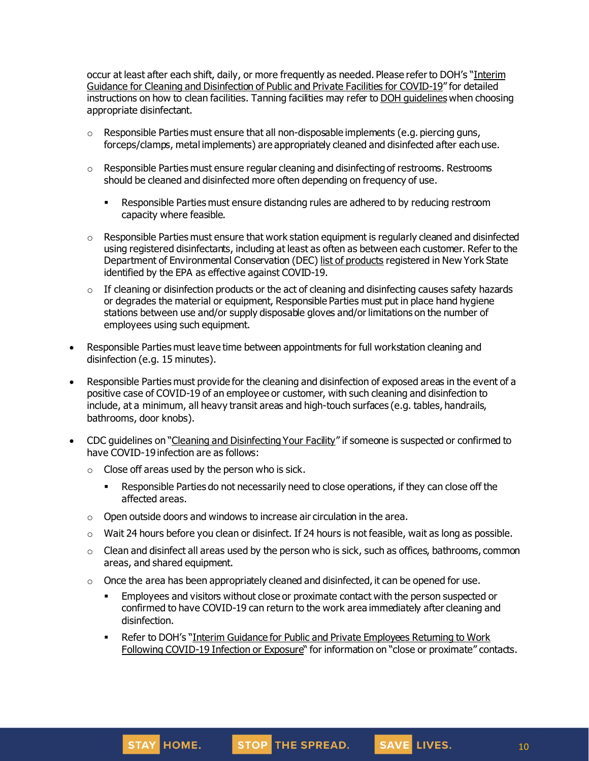occur at least after each shift, daily, or more frequently as needed. Please refer to DOH's "Interim Guidance for Cleaning and Disinfection of Public and Private Facilities for COVID-19" for detailed instructions on how to clean facilities. Tanning facilities may refer to DOH guidelines when choosing appropriate disinfectant.

- Responsible Parties must ensure that all non-disposable implements (e.g. piercing guns, forceps/clamps, metal implements) are appropriately cleaned and disinfected after each use.
- Responsible Parties must ensure regular cleaning and disinfecting of restrooms. Restrooms should be cleaned and disinfected more often depending on frequency of use.
  - Responsible Parties must ensure distancing rules are adhered to by reducing restroom capacity where feasible.
- Responsible Parties must ensure that work station equipment is regularly cleaned and disinfected using registered disinfectants, including at least as often as between each customer. Refer to the Department of Environmental Conservation (DEC) list of products registered in New York State identified by the EPA as effective against COVID-19.
- If cleaning or disinfection products or the act of cleaning and disinfecting causes safety hazards or degrades the material or equipment, Responsible Parties must put in place hand hygiene stations between use and/or supply disposable gloves and/or limitations on the number of employees using such equipment.

- Responsible Parties must leave time between appointments for full workstation cleaning and disinfection (e.g. 15 minutes).
- Responsible Parties must provide for the cleaning and disinfection of exposed areas in the event of a positive case of COVID-19 of an employee or customer, with such cleaning and disinfection to include, at a minimum, all heavy transit areas and high-touch surfaces (e.g. tables, handrails, bathrooms, door knobs).
- CDC guidelines on "Cleaning and Disinfecting Your Facility" if someone is suspected or confirmed to have COVID-19 infection are as follows:
  - Close off areas used by the person who is sick.
    - Responsible Parties do not necessarily need to close operations, if they can close off the affected areas.
  - Open outside doors and windows to increase air circulation in the area.
  - Wait 24 hours before you clean or disinfect. If 24 hours is not feasible, wait as long as possible.
  - Clean and disinfect all areas used by the person who is sick, such as offices, bathrooms, common areas, and shared equipment.
  - Once the area has been appropriately cleaned and disinfected, it can be opened for use.
    - Employees and visitors without close or proximate contact with the person suspected or confirmed to have COVID-19 can return to the work area immediately after cleaning and disinfection.
    - Refer to DOH's "Interim Guidance for Public and Private Employees Returning to Work Following COVID-19 Infection or Exposure" for information on "close or proximate" contacts.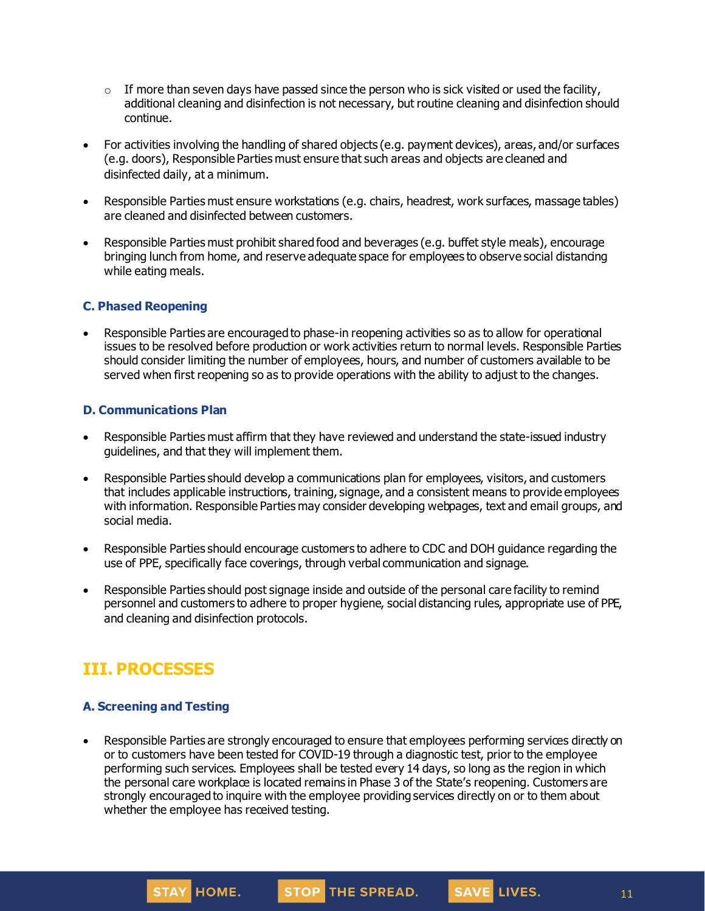- If more than seven days have passed since the person who is sick visited or used the facility, additional cleaning and disinfection is not necessary, but routine cleaning and disinfection should continue.

- For activities involving the handling of shared objects (e.g. payment devices), areas, and/or surfaces (e.g. doors), Responsible Parties must ensure that such areas and objects are cleaned and disinfected daily, at a minimum.

- Responsible Parties must ensure workstations (e.g. chairs, headrest, work surfaces, massage tables) are cleaned and disinfected between customers.

- Responsible Parties must prohibit shared food and beverages (e.g. buffet style meals), encourage bringing lunch from home, and reserve adequate space for employees to observe social distancing while eating meals.

### C. Phased Reopening

- Responsible Parties are encouraged to phase-in reopening activities so as to allow for operational issues to be resolved before production or work activities return to normal levels. Responsible Parties should consider limiting the number of employees, hours, and number of customers available to be served when first reopening so as to provide operations with the ability to adjust to the changes.

### D. Communications Plan

- Responsible Parties must affirm that they have reviewed and understand the state-issued industry guidelines, and that they will implement them.

- Responsible Parties should develop a communications plan for employees, visitors, and customers that includes applicable instructions, training, signage, and a consistent means to provide employees with information. Responsible Parties may consider developing webpages, text and email groups, and social media.

- Responsible Parties should encourage customers to adhere to CDC and DOH guidance regarding the use of PPE, specifically face coverings, through verbal communication and signage.

- Responsible Parties should post signage inside and outside of the personal care facility to remind personnel and customers to adhere to proper hygiene, social distancing rules, appropriate use of PPE, and cleaning and disinfection protocols.

## III. PROCESSES

### A. Screening and Testing

- Responsible Parties are strongly encouraged to ensure that employees performing services directly on or to customers have been tested for COVID-19 through a diagnostic test, prior to the employee performing such services. Employees shall be tested every 14 days, so long as the region in which the personal care workplace is located remains in Phase 3 of the State's reopening. Customers are strongly encouraged to inquire with the employee providing services directly on or to them about whether the employee has received testing.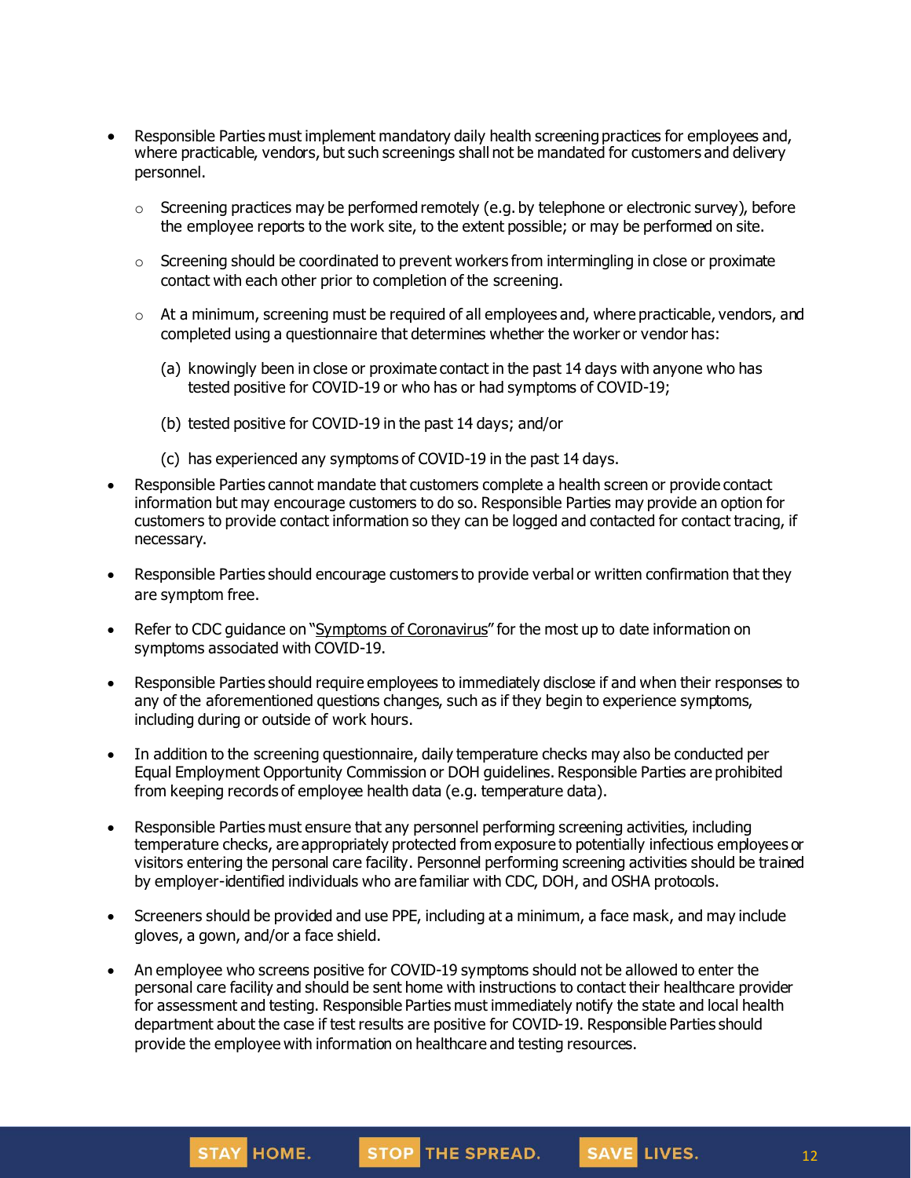- Responsible Parties must implement mandatory daily health screening practices for employees and, where practicable, vendors, but such screenings shall not be mandated for customers and delivery personnel.
  - Screening practices may be performed remotely (e.g. by telephone or electronic survey), before the employee reports to the work site, to the extent possible; or may be performed on site.
  - Screening should be coordinated to prevent workers from intermingling in close or proximate contact with each other prior to completion of the screening.
  - At a minimum, screening must be required of all employees and, where practicable, vendors, and completed using a questionnaire that determines whether the worker or vendor has:

    (a) knowingly been in close or proximate contact in the past 14 days with anyone who has tested positive for COVID-19 or who has or had symptoms of COVID-19;

    (b) tested positive for COVID-19 in the past 14 days; and/or

    (c) has experienced any symptoms of COVID-19 in the past 14 days.
- Responsible Parties cannot mandate that customers complete a health screen or provide contact information but may encourage customers to do so. Responsible Parties may provide an option for customers to provide contact information so they can be logged and contacted for contact tracing, if necessary.
- Responsible Parties should encourage customers to provide verbal or written confirmation that they are symptom free.
- Refer to CDC guidance on "Symptoms of Coronavirus" for the most up to date information on symptoms associated with COVID-19.
- Responsible Parties should require employees to immediately disclose if and when their responses to any of the aforementioned questions changes, such as if they begin to experience symptoms, including during or outside of work hours.
- In addition to the screening questionnaire, daily temperature checks may also be conducted per Equal Employment Opportunity Commission or DOH guidelines. Responsible Parties are prohibited from keeping records of employee health data (e.g. temperature data).
- Responsible Parties must ensure that any personnel performing screening activities, including temperature checks, are appropriately protected from exposure to potentially infectious employees or visitors entering the personal care facility. Personnel performing screening activities should be trained by employer-identified individuals who are familiar with CDC, DOH, and OSHA protocols.
- Screeners should be provided and use PPE, including at a minimum, a face mask, and may include gloves, a gown, and/or a face shield.
- An employee who screens positive for COVID-19 symptoms should not be allowed to enter the personal care facility and should be sent home with instructions to contact their healthcare provider for assessment and testing. Responsible Parties must immediately notify the state and local health department about the case if test results are positive for COVID-19. Responsible Parties should provide the employee with information on healthcare and testing resources.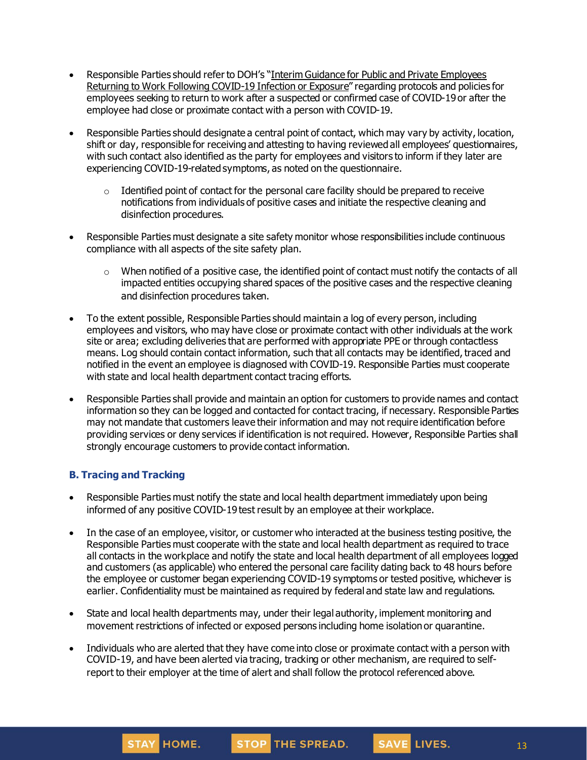- Responsible Parties should refer to DOH's "Interim Guidance for Public and Private Employees Returning to Work Following COVID-19 Infection or Exposure" regarding protocols and policies for employees seeking to return to work after a suspected or confirmed case of COVID-19 or after the employee had close or proximate contact with a person with COVID-19.
- Responsible Parties should designate a central point of contact, which may vary by activity, location, shift or day, responsible for receiving and attesting to having reviewed all employees' questionnaires, with such contact also identified as the party for employees and visitors to inform if they later are experiencing COVID-19-related symptoms, as noted on the questionnaire.
  - Identified point of contact for the personal care facility should be prepared to receive notifications from individuals of positive cases and initiate the respective cleaning and disinfection procedures.
- Responsible Parties must designate a site safety monitor whose responsibilities include continuous compliance with all aspects of the site safety plan.
  - When notified of a positive case, the identified point of contact must notify the contacts of all impacted entities occupying shared spaces of the positive cases and the respective cleaning and disinfection procedures taken.
- To the extent possible, Responsible Parties should maintain a log of every person, including employees and visitors, who may have close or proximate contact with other individuals at the work site or area; excluding deliveries that are performed with appropriate PPE or through contactless means. Log should contain contact information, such that all contacts may be identified, traced and notified in the event an employee is diagnosed with COVID-19. Responsible Parties must cooperate with state and local health department contact tracing efforts.
- Responsible Parties shall provide and maintain an option for customers to provide names and contact information so they can be logged and contacted for contact tracing, if necessary. Responsible Parties may not mandate that customers leave their information and may not require identification before providing services or deny services if identification is not required. However, Responsible Parties shall strongly encourage customers to provide contact information.

### B. Tracing and Tracking

- Responsible Parties must notify the state and local health department immediately upon being informed of any positive COVID-19 test result by an employee at their workplace.
- In the case of an employee, visitor, or customer who interacted at the business testing positive, the Responsible Parties must cooperate with the state and local health department as required to trace all contacts in the workplace and notify the state and local health department of all employees logged and customers (as applicable) who entered the personal care facility dating back to 48 hours before the employee or customer began experiencing COVID-19 symptoms or tested positive, whichever is earlier. Confidentiality must be maintained as required by federal and state law and regulations.
- State and local health departments may, under their legal authority, implement monitoring and movement restrictions of infected or exposed persons including home isolation or quarantine.
- Individuals who are alerted that they have come into close or proximate contact with a person with COVID-19, and have been alerted via tracing, tracking or other mechanism, are required to self-report to their employer at the time of alert and shall follow the protocol referenced above.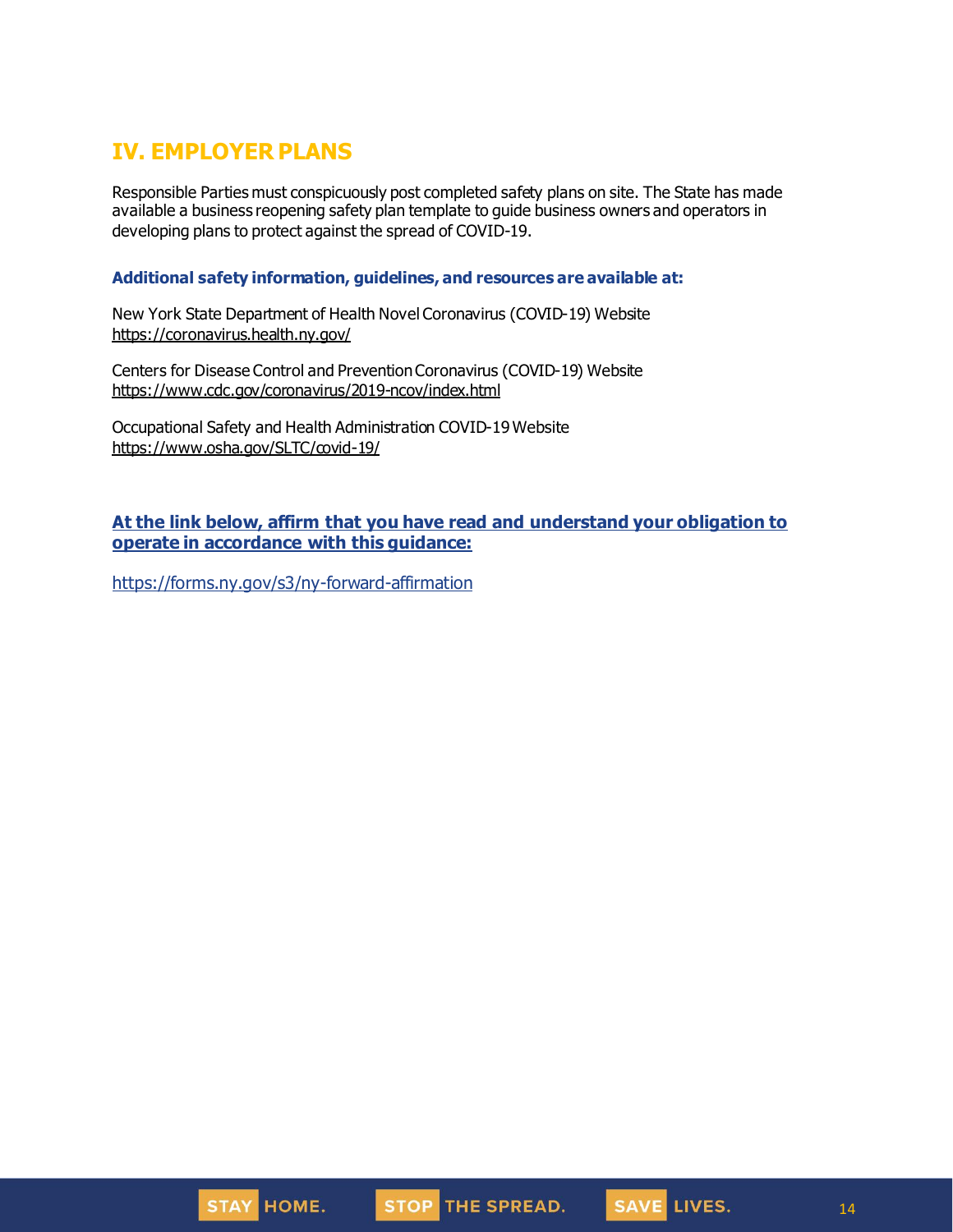## IV. EMPLOYER PLANS

Responsible Parties must conspicuously post completed safety plans on site. The State has made available a business reopening safety plan template to guide business owners and operators in developing plans to protect against the spread of COVID-19.

**Additional safety information, guidelines, and resources are available at:**

New York State Department of Health Novel Coronavirus (COVID-19) Website
https://coronavirus.health.ny.gov/

Centers for Disease Control and Prevention Coronavirus (COVID-19) Website
https://www.cdc.gov/coronavirus/2019-ncov/index.html

Occupational Safety and Health Administration COVID-19 Website
https://www.osha.gov/SLTC/covid-19/

**At the link below, affirm that you have read and understand your obligation to operate in accordance with this guidance:**

https://forms.ny.gov/s3/ny-forward-affirmation

STAY HOME. STOP THE SPREAD. SAVE LIVES.